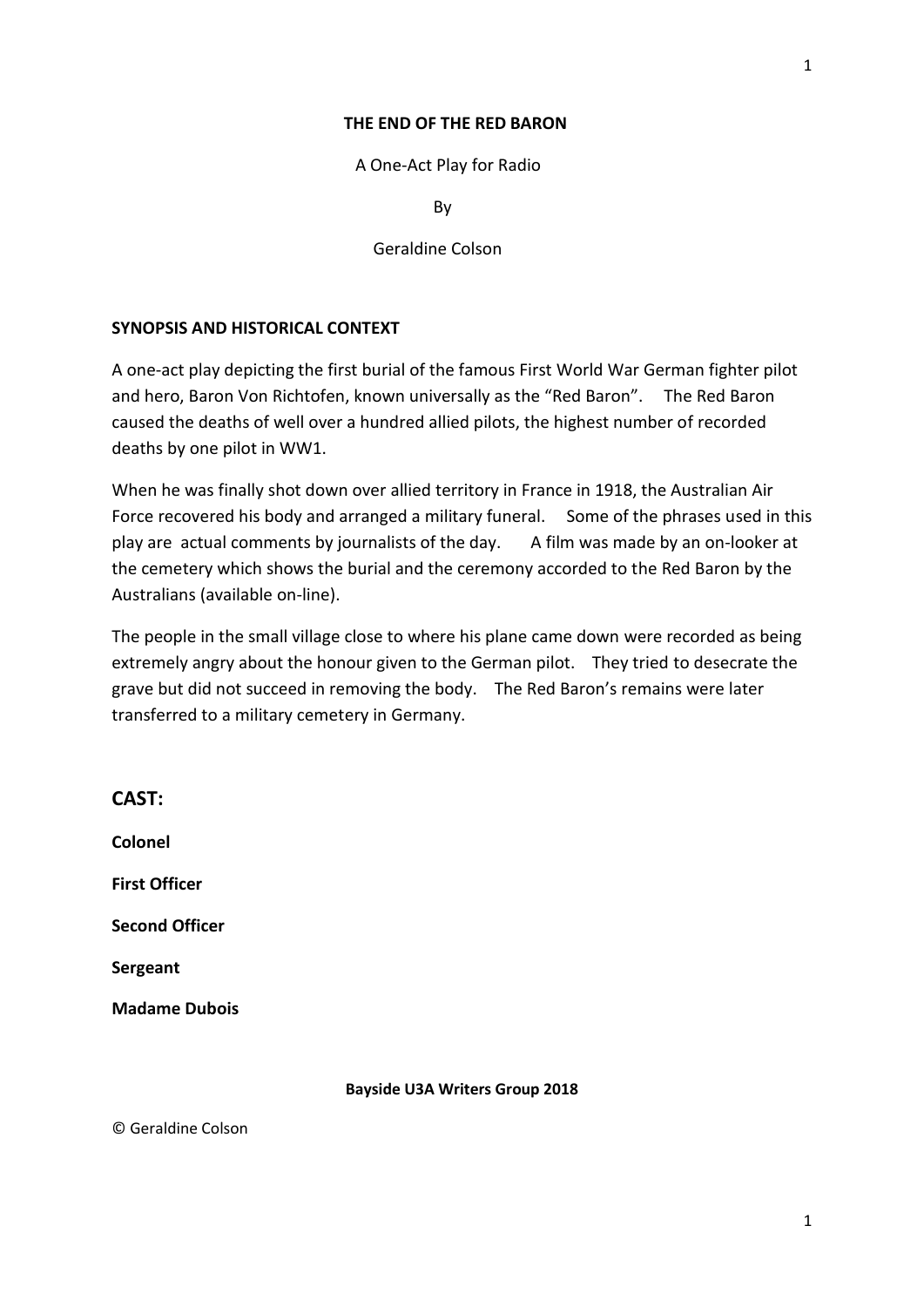# THE END OF THE RED BARON

A One-Act Play for Radio

By

Geraldine Colson

## SYNOPSIS AND HISTORICAL CONTEXT

A one-act play depicting the first burial of the famous First World War German fighter pilot and hero, Baron Von Richtofen, known universally as the "Red Baron". The Red Baron caused the deaths of well over a hundred allied pilots, the highest number of recorded deaths by one pilot in WW1.

When he was finally shot down over allied territory in France in 1918, the Australian Air Force recovered his body and arranged a military funeral. Some of the phrases used in this play are actual comments by journalists of the day. A film was made by an on-looker at the cemetery which shows the burial and the ceremony accorded to the Red Baron by the Australians (available on-line).

The people in the small village close to where his plane came down were recorded as being extremely angry about the honour given to the German pilot. They tried to desecrate the grave but did not succeed in removing the body. The Red Baron's remains were later transferred to a military cemetery in Germany.

## CAST:

**Colonel**

**First Officer**

**Second Officer**

**Sergeant**

**Madame Dubois**

**Bayside U3A Writers Group 2018**

© Geraldine Colson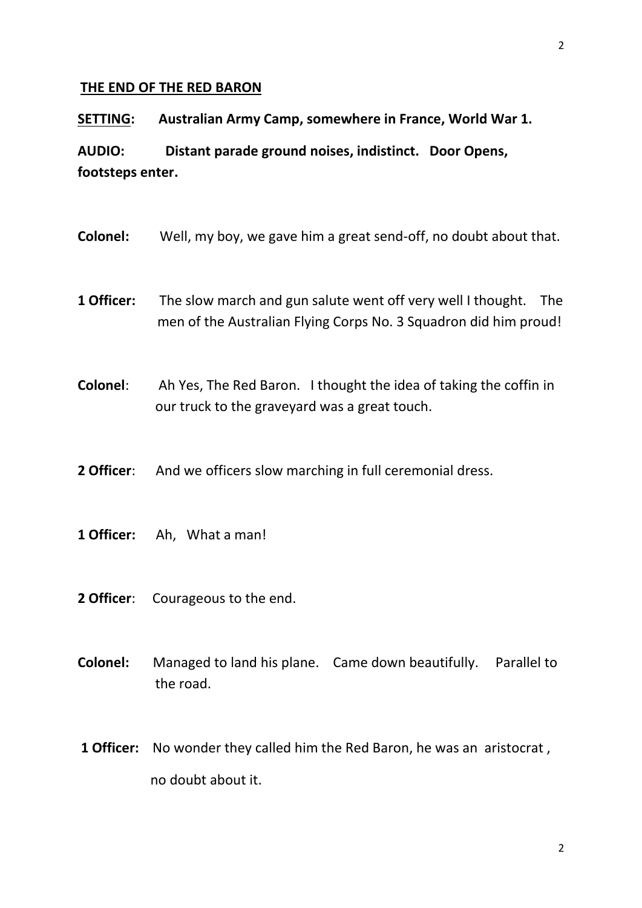## THE END OF THE RED BARON

**SETTING: Australian Army Camp, somewhere in France, World War 1.**

**AUDIO: Distant parade ground noises, indistinct. Door Opens, footsteps enter.**

**Colonel:** Well, my boy, we gave him a great send-off, no doubt about that.

**1 Officer:** The slow march and gun salute went off very well I thought. The men of the Australian Flying Corps No. 3 Squadron did him proud!

**Colonel**: Ah Yes, The Red Baron. I thought the idea of taking the coffin in our truck to the graveyard was a great touch.

**2 Officer**: And we officers slow marching in full ceremonial dress.

**1 Officer:** Ah, What a man!

**2 Officer**: Courageous to the end.

**Colonel:** Managed to land his plane. Came down beautifully. Parallel to the road.

**1 Officer:** No wonder they called him the Red Baron, he was an aristocrat, no doubt about it.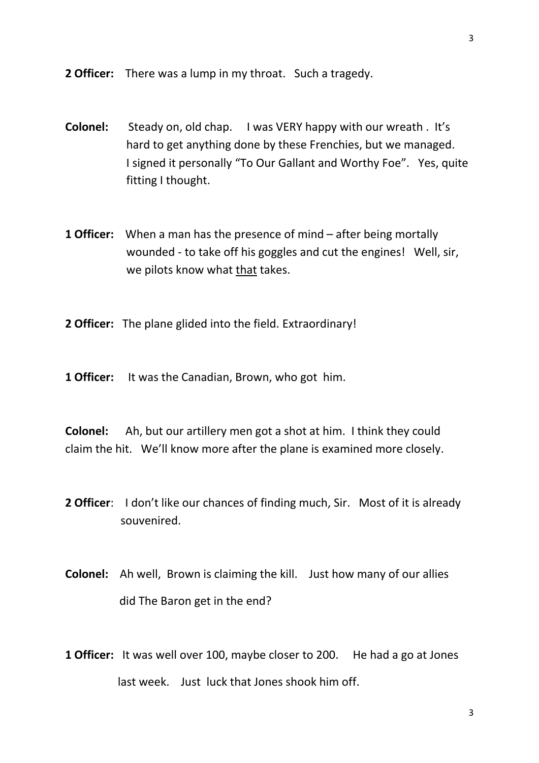**2 Officer:** There was a lump in my throat. Such a tragedy.

**Colonel:** Steady on, old chap. I was VERY happy with our wreath . It's hard to get anything done by these Frenchies, but we managed. I signed it personally "To Our Gallant and Worthy Foe". Yes, quite fitting I thought.

**1 Officer:** When a man has the presence of mind – after being mortally wounded - to take off his goggles and cut the engines! Well, sir, we pilots know what <u>that</u> takes.

**2 Officer:** The plane glided into the field. Extraordinary!

**1 Officer:** It was the Canadian, Brown, who got him.

**Colonel:** Ah, but our artillery men got a shot at him. I think they could claim the hit. We'll know more after the plane is examined more closely.

**2 Officer**: I don't like our chances of finding much, Sir. Most of it is already souvenired.

**Colonel:** Ah well, Brown is claiming the kill. Just how many of our allies did The Baron get in the end?

**1 Officer:** It was well over 100, maybe closer to 200. He had a go at Jones last week. Just luck that Jones shook him off.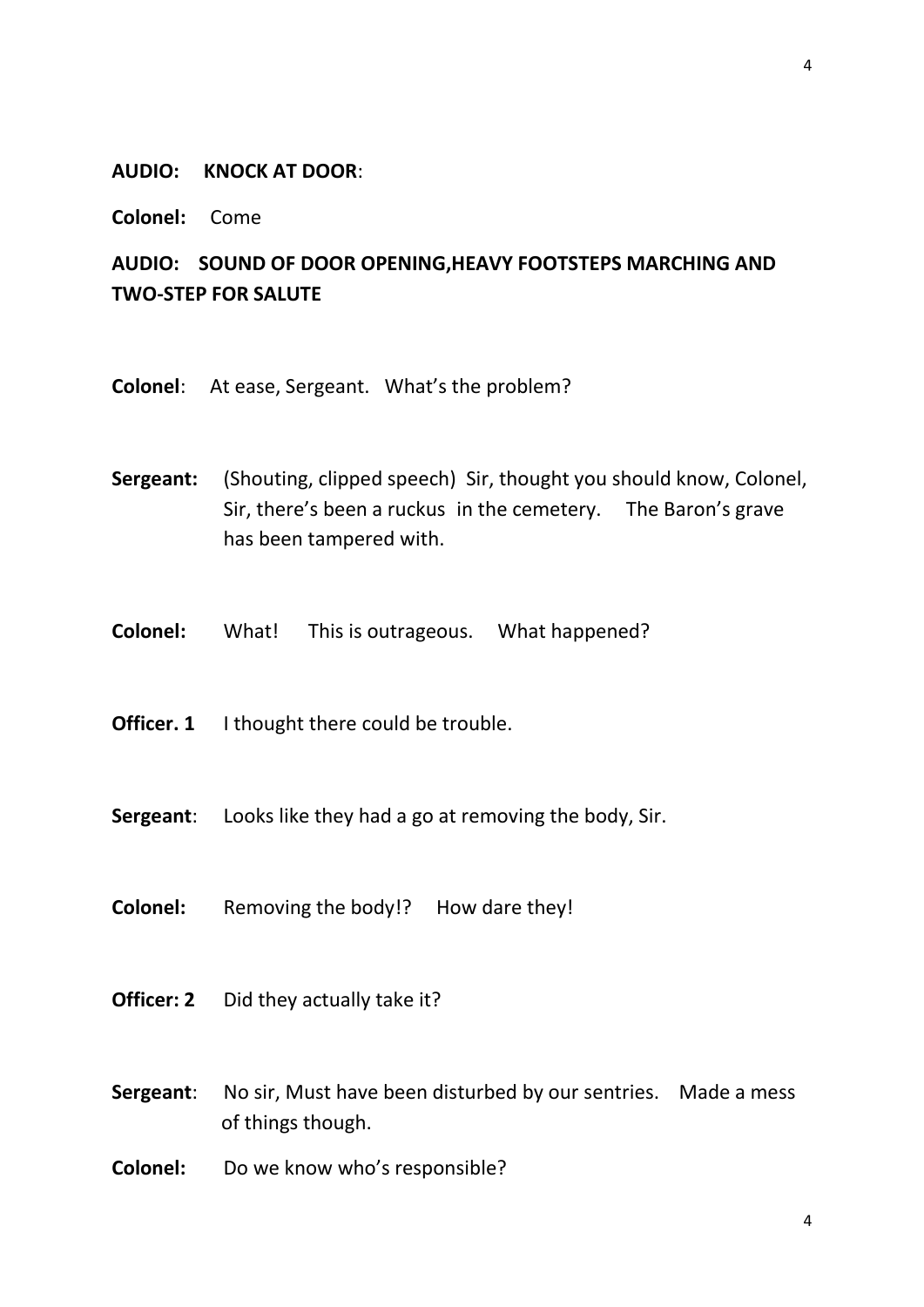**AUDIO: KNOCK AT DOOR**:

**Colonel:** Come

**AUDIO: SOUND OF DOOR OPENING,HEAVY FOOTSTEPS MARCHING AND TWO-STEP FOR SALUTE**

**Colonel**: At ease, Sergeant. What's the problem?

**Sergeant:** (Shouting, clipped speech) Sir, thought you should know, Colonel, Sir, there's been a ruckus in the cemetery. The Baron's grave has been tampered with.

**Colonel:** What! This is outrageous. What happened?

**Officer. 1** I thought there could be trouble.

**Sergeant**: Looks like they had a go at removing the body, Sir.

**Colonel:** Removing the body!? How dare they!

**Officer: 2** Did they actually take it?

**Sergeant**: No sir, Must have been disturbed by our sentries. Made a mess of things though.

**Colonel:** Do we know who's responsible?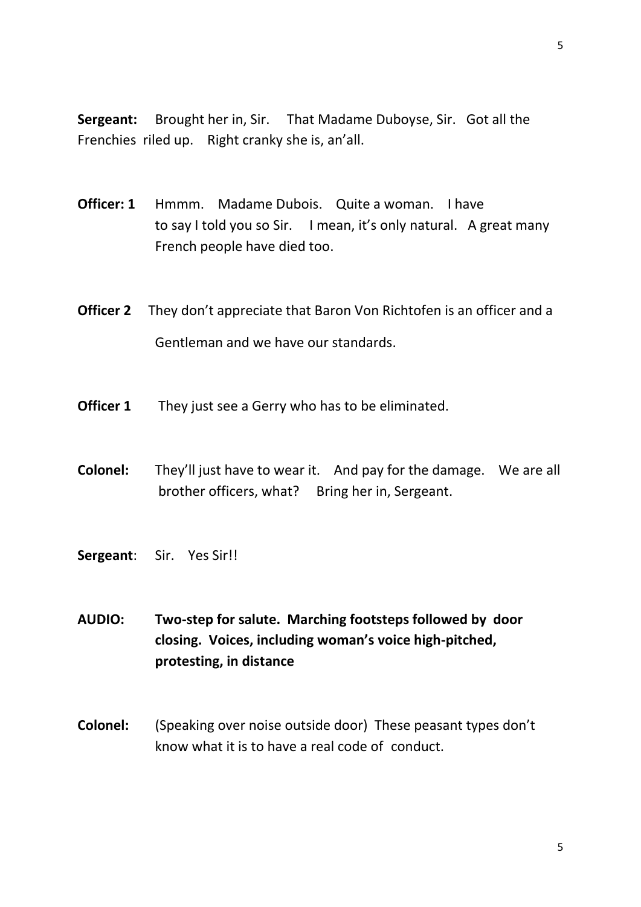**Sergeant:** Brought her in, Sir. That Madame Duboyse, Sir. Got all the Frenchies riled up. Right cranky she is, an'all.

**Officer: 1** Hmmm. Madame Dubois. Quite a woman. I have to say I told you so Sir. I mean, it's only natural. A great many French people have died too.

**Officer 2** They don't appreciate that Baron Von Richtofen is an officer and a Gentleman and we have our standards.

**Officer 1** They just see a Gerry who has to be eliminated.

**Colonel:** They'll just have to wear it. And pay for the damage. We are all brother officers, what? Bring her in, Sergeant.

**Sergeant**: Sir. Yes Sir!!

**AUDIO: Two-step for salute. Marching footsteps followed by door closing. Voices, including woman's voice high-pitched, protesting, in distance**

**Colonel:** (Speaking over noise outside door) These peasant types don't know what it is to have a real code of conduct.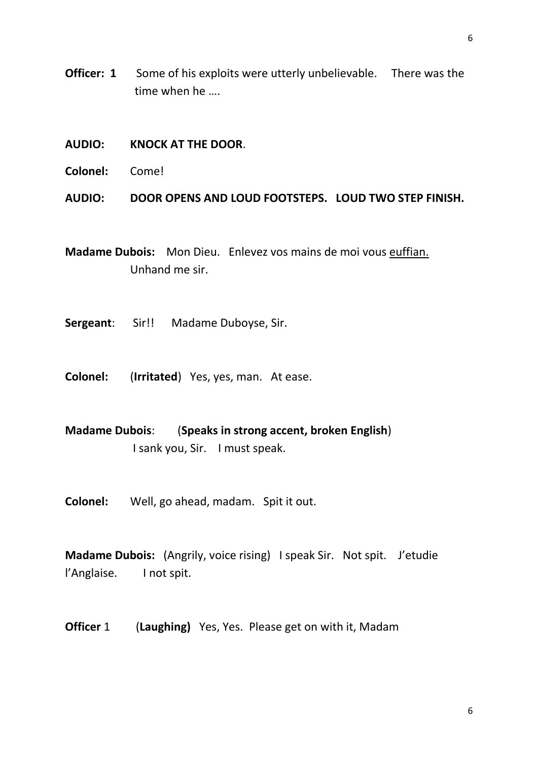**Officer: 1** Some of his exploits were utterly unbelievable. There was the time when he ….

**AUDIO: KNOCK AT THE DOOR**.

**Colonel:** Come!

**AUDIO: DOOR OPENS AND LOUD FOOTSTEPS. LOUD TWO STEP FINISH.**

**Madame Dubois:** Mon Dieu. Enlevez vos mains de moi vous <u>euffian.</u> Unhand me sir.

**Sergeant**: Sir!! Madame Duboyse, Sir.

**Colonel:** (**Irritated**) Yes, yes, man. At ease.

**Madame Dubois**: (**Speaks in strong accent, broken English**) I sank you, Sir. I must speak.

**Colonel:** Well, go ahead, madam. Spit it out.

**Madame Dubois:** (Angrily, voice rising) I speak Sir. Not spit. J'etudie l'Anglaise. I not spit.

**Officer** 1 (**Laughing)** Yes, Yes. Please get on with it, Madam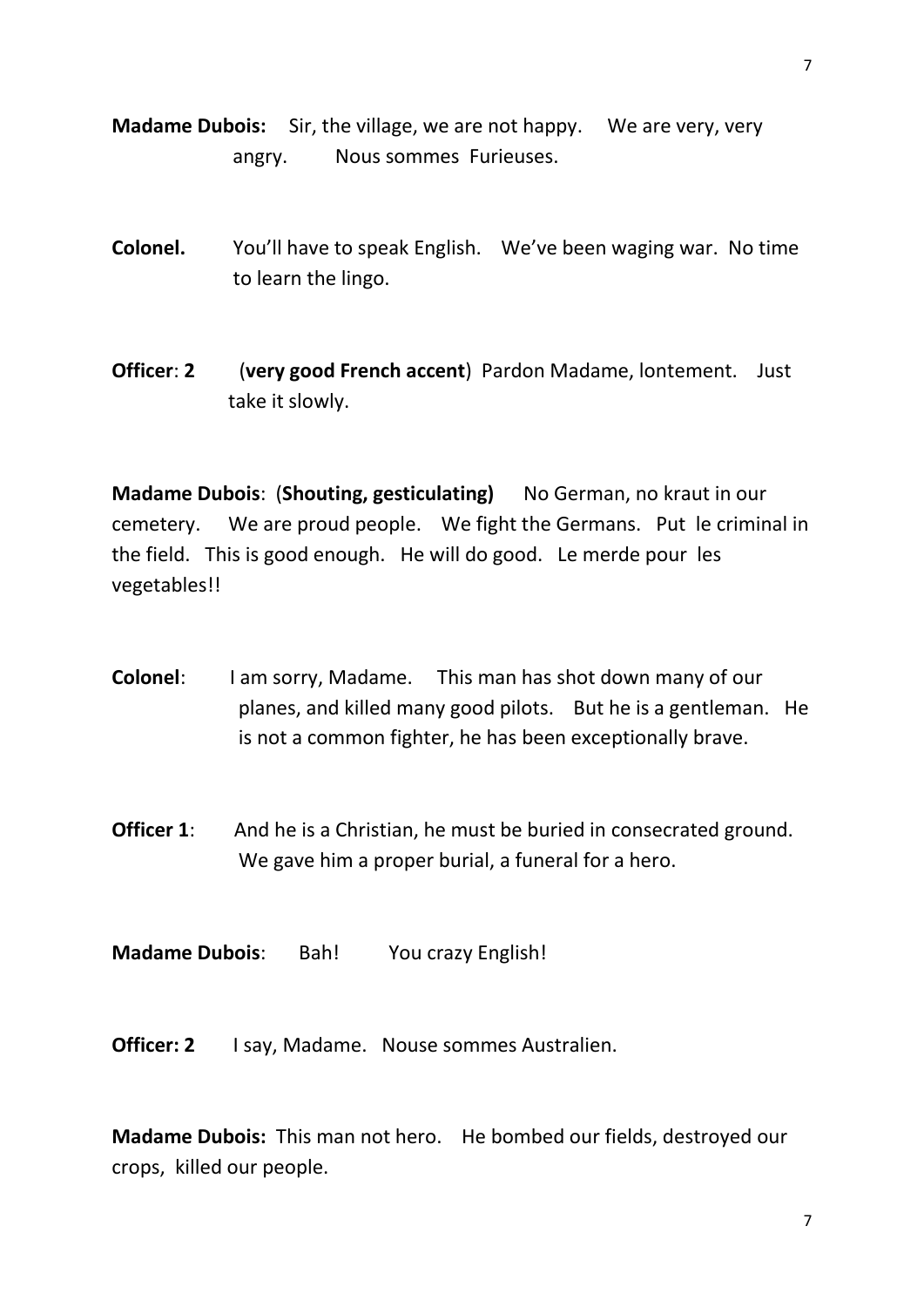**Madame Dubois:** Sir, the village, we are not happy. We are very, very angry. Nous sommes Furieuses.

**Colonel.** You'll have to speak English. We've been waging war. No time to learn the lingo.

**Officer**: **2** (**very good French accent**) Pardon Madame, lontement. Just take it slowly.

**Madame Dubois**: (**Shouting, gesticulating)** No German, no kraut in our cemetery. We are proud people. We fight the Germans. Put le criminal in the field. This is good enough. He will do good. Le merde pour les vegetables!!

**Colonel**: I am sorry, Madame. This man has shot down many of our planes, and killed many good pilots. But he is a gentleman. He is not a common fighter, he has been exceptionally brave.

**Officer 1**: And he is a Christian, he must be buried in consecrated ground. We gave him a proper burial, a funeral for a hero.

**Madame Dubois**: Bah! You crazy English!

**Officer: 2** I say, Madame. Nouse sommes Australien.

**Madame Dubois:** This man not hero. He bombed our fields, destroyed our crops, killed our people.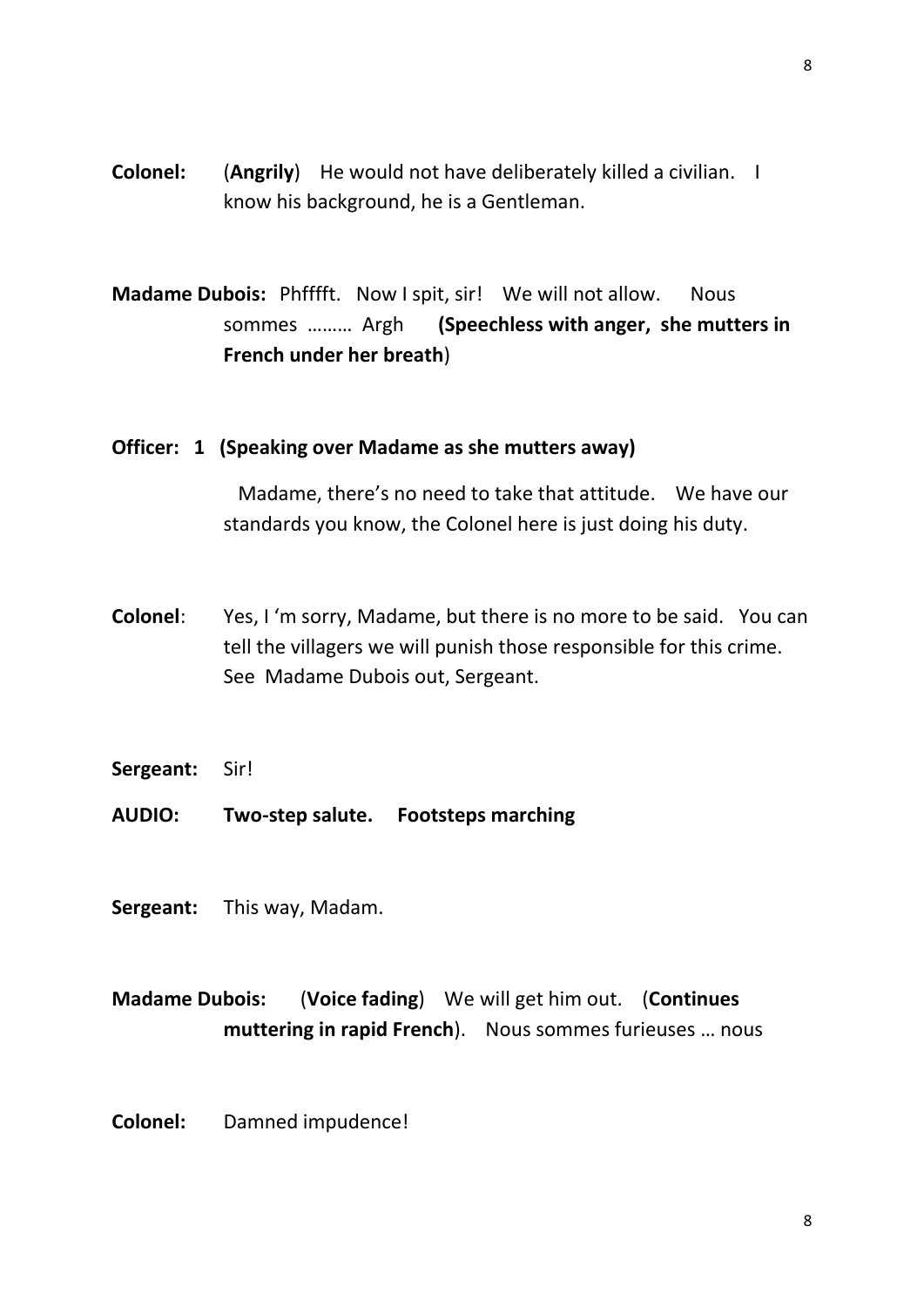**Colonel:** (**Angrily**) He would not have deliberately killed a civilian. I know his background, he is a Gentleman.

**Madame Dubois:** Phfffft. Now I spit, sir! We will not allow. Nous sommes ……… Argh **(Speechless with anger, she mutters in French under her breath**)

**Officer: 1 (Speaking over Madame as she mutters away)**

Madame, there's no need to take that attitude. We have our standards you know, the Colonel here is just doing his duty.

**Colonel**: Yes, I 'm sorry, Madame, but there is no more to be said. You can tell the villagers we will punish those responsible for this crime. See Madame Dubois out, Sergeant.

**Sergeant:** Sir!

**AUDIO: Two-step salute. Footsteps marching**

**Sergeant:** This way, Madam.

**Madame Dubois:** (**Voice fading**) We will get him out. (**Continues muttering in rapid French**). Nous sommes furieuses … nous

**Colonel:** Damned impudence!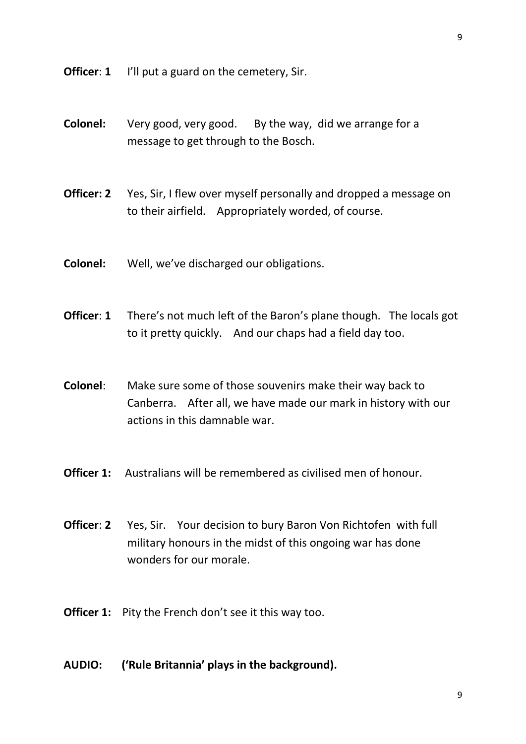**Officer**: **1**  I'll put a guard on the cemetery, Sir.

**Colonel:**  Very good, very good.  By the way, did we arrange for a message to get through to the Bosch.

**Officer: 2**  Yes, Sir, I flew over myself personally and dropped a message on to their airfield.  Appropriately worded, of course.

**Colonel:**  Well, we've discharged our obligations.

**Officer**: **1**  There's not much left of the Baron's plane though.  The locals got to it pretty quickly.  And our chaps had a field day too.

**Colonel**:  Make sure some of those souvenirs make their way back to Canberra.  After all, we have made our mark in history with our actions in this damnable war.

**Officer 1:**  Australians will be remembered as civilised men of honour.

**Officer**: **2**  Yes, Sir.  Your decision to bury Baron Von Richtofen with full military honours in the midst of this ongoing war has done wonders for our morale.

**Officer 1:**  Pity the French don't see it this way too.

**AUDIO:  ('Rule Britannia' plays in the background).**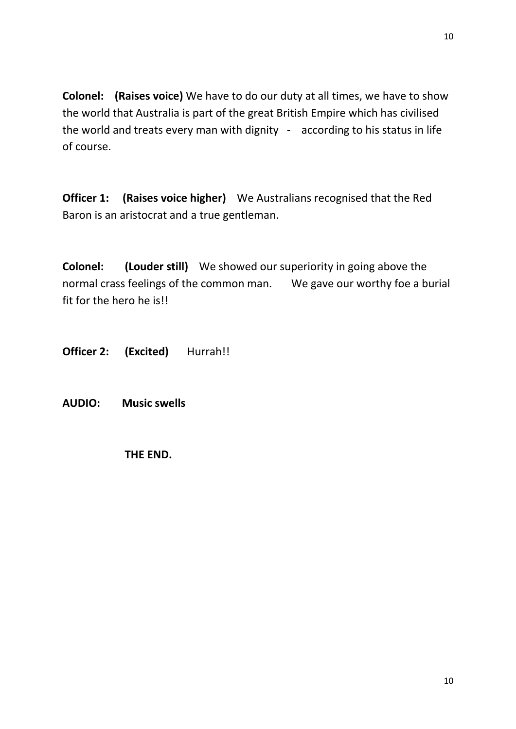**Colonel: (Raises voice)** We have to do our duty at all times, we have to show the world that Australia is part of the great British Empire which has civilised the world and treats every man with dignity - according to his status in life of course.

**Officer 1: (Raises voice higher)** We Australians recognised that the Red Baron is an aristocrat and a true gentleman.

**Colonel: (Louder still)** We showed our superiority in going above the normal crass feelings of the common man. We gave our worthy foe a burial fit for the hero he is!!

**Officer 2: (Excited)** Hurrah!!

**AUDIO: Music swells**

**THE END.**